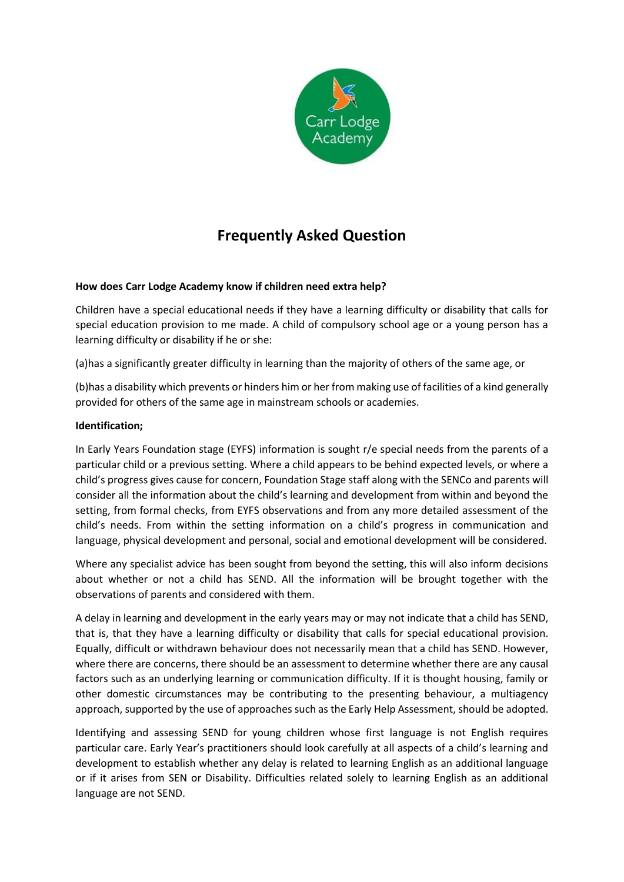# Frequently Asked Question

**How does Carr Lodge Academy know if children need extra help?**

Children have a special educational needs if they have a learning difficulty or disability that calls for special education provision to me made. A child of compulsory school age or a young person has a learning difficulty or disability if he or she:

(a)has a significantly greater difficulty in learning than the majority of others of the same age, or

(b)has a disability which prevents or hinders him or her from making use of facilities of a kind generally provided for others of the same age in mainstream schools or academies.

**Identification;**

In Early Years Foundation stage (EYFS) information is sought r/e special needs from the parents of a particular child or a previous setting. Where a child appears to be behind expected levels, or where a child's progress gives cause for concern, Foundation Stage staff along with the SENCo and parents will consider all the information about the child's learning and development from within and beyond the setting, from formal checks, from EYFS observations and from any more detailed assessment of the child's needs. From within the setting information on a child's progress in communication and language, physical development and personal, social and emotional development will be considered.

Where any specialist advice has been sought from beyond the setting, this will also inform decisions about whether or not a child has SEND. All the information will be brought together with the observations of parents and considered with them.

A delay in learning and development in the early years may or may not indicate that a child has SEND, that is, that they have a learning difficulty or disability that calls for special educational provision. Equally, difficult or withdrawn behaviour does not necessarily mean that a child has SEND. However, where there are concerns, there should be an assessment to determine whether there are any causal factors such as an underlying learning or communication difficulty. If it is thought housing, family or other domestic circumstances may be contributing to the presenting behaviour, a multiagency approach, supported by the use of approaches such as the Early Help Assessment, should be adopted.

Identifying and assessing SEND for young children whose first language is not English requires particular care. Early Year's practitioners should look carefully at all aspects of a child's learning and development to establish whether any delay is related to learning English as an additional language or if it arises from SEN or Disability. Difficulties related solely to learning English as an additional language are not SEND.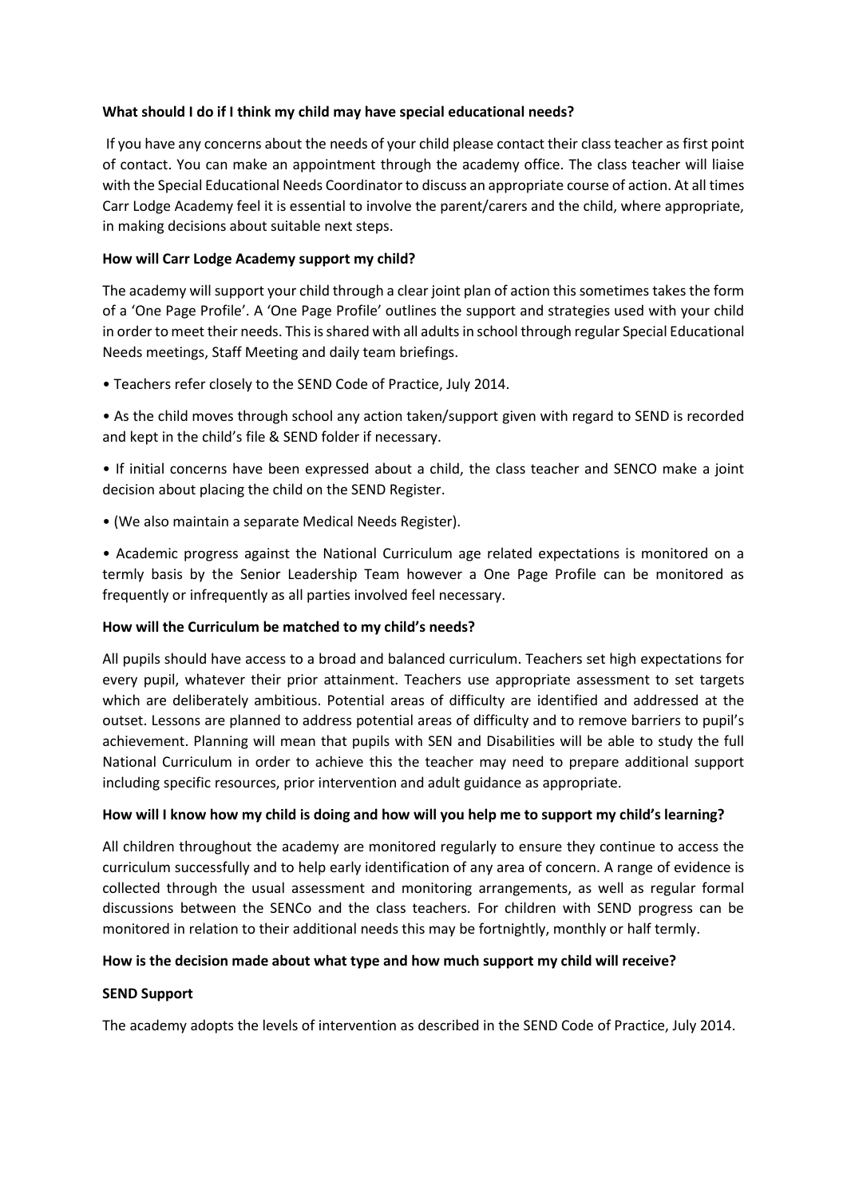**What should I do if I think my child may have special educational needs?**

If you have any concerns about the needs of your child please contact their class teacher as first point of contact. You can make an appointment through the academy office. The class teacher will liaise with the Special Educational Needs Coordinator to discuss an appropriate course of action. At all times Carr Lodge Academy feel it is essential to involve the parent/carers and the child, where appropriate, in making decisions about suitable next steps.

**How will Carr Lodge Academy support my child?**

The academy will support your child through a clear joint plan of action this sometimes takes the form of a 'One Page Profile'. A 'One Page Profile' outlines the support and strategies used with your child in order to meet their needs. This is shared with all adults in school through regular Special Educational Needs meetings, Staff Meeting and daily team briefings.

- Teachers refer closely to the SEND Code of Practice, July 2014.
- As the child moves through school any action taken/support given with regard to SEND is recorded and kept in the child's file & SEND folder if necessary.
- If initial concerns have been expressed about a child, the class teacher and SENCO make a joint decision about placing the child on the SEND Register.
- (We also maintain a separate Medical Needs Register).
- Academic progress against the National Curriculum age related expectations is monitored on a termly basis by the Senior Leadership Team however a One Page Profile can be monitored as frequently or infrequently as all parties involved feel necessary.

**How will the Curriculum be matched to my child's needs?**

All pupils should have access to a broad and balanced curriculum. Teachers set high expectations for every pupil, whatever their prior attainment. Teachers use appropriate assessment to set targets which are deliberately ambitious. Potential areas of difficulty are identified and addressed at the outset. Lessons are planned to address potential areas of difficulty and to remove barriers to pupil's achievement. Planning will mean that pupils with SEN and Disabilities will be able to study the full National Curriculum in order to achieve this the teacher may need to prepare additional support including specific resources, prior intervention and adult guidance as appropriate.

**How will I know how my child is doing and how will you help me to support my child's learning?**

All children throughout the academy are monitored regularly to ensure they continue to access the curriculum successfully and to help early identification of any area of concern. A range of evidence is collected through the usual assessment and monitoring arrangements, as well as regular formal discussions between the SENCo and the class teachers. For children with SEND progress can be monitored in relation to their additional needs this may be fortnightly, monthly or half termly.

**How is the decision made about what type and how much support my child will receive?**

**SEND Support**

The academy adopts the levels of intervention as described in the SEND Code of Practice, July 2014.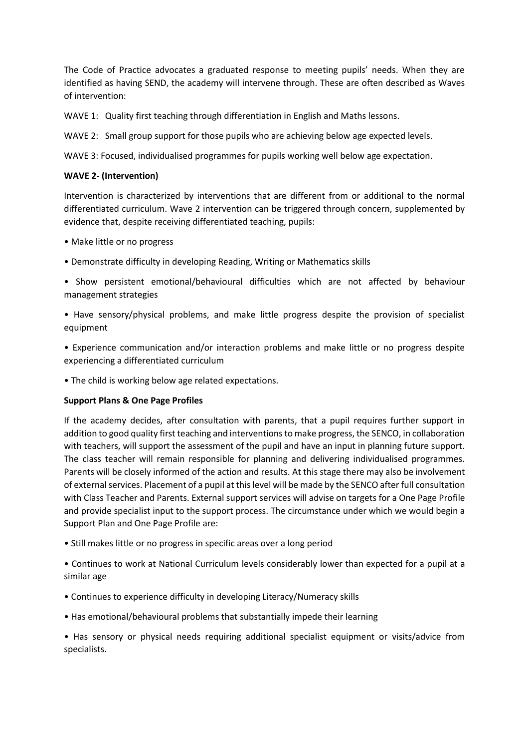The Code of Practice advocates a graduated response to meeting pupils' needs. When they are identified as having SEND, the academy will intervene through. These are often described as Waves of intervention:

WAVE 1: Quality first teaching through differentiation in English and Maths lessons.

WAVE 2: Small group support for those pupils who are achieving below age expected levels.

WAVE 3: Focused, individualised programmes for pupils working well below age expectation.

**WAVE 2- (Intervention)**

Intervention is characterized by interventions that are different from or additional to the normal differentiated curriculum. Wave 2 intervention can be triggered through concern, supplemented by evidence that, despite receiving differentiated teaching, pupils:

- Make little or no progress
- Demonstrate difficulty in developing Reading, Writing or Mathematics skills
- Show persistent emotional/behavioural difficulties which are not affected by behaviour management strategies
- Have sensory/physical problems, and make little progress despite the provision of specialist equipment
- Experience communication and/or interaction problems and make little or no progress despite experiencing a differentiated curriculum
- The child is working below age related expectations.

**Support Plans & One Page Profiles**

If the academy decides, after consultation with parents, that a pupil requires further support in addition to good quality first teaching and interventions to make progress, the SENCO, in collaboration with teachers, will support the assessment of the pupil and have an input in planning future support. The class teacher will remain responsible for planning and delivering individualised programmes. Parents will be closely informed of the action and results. At this stage there may also be involvement of external services. Placement of a pupil at this level will be made by the SENCO after full consultation with Class Teacher and Parents. External support services will advise on targets for a One Page Profile and provide specialist input to the support process. The circumstance under which we would begin a Support Plan and One Page Profile are:

- Still makes little or no progress in specific areas over a long period
- Continues to work at National Curriculum levels considerably lower than expected for a pupil at a similar age
- Continues to experience difficulty in developing Literacy/Numeracy skills
- Has emotional/behavioural problems that substantially impede their learning
- Has sensory or physical needs requiring additional specialist equipment or visits/advice from specialists.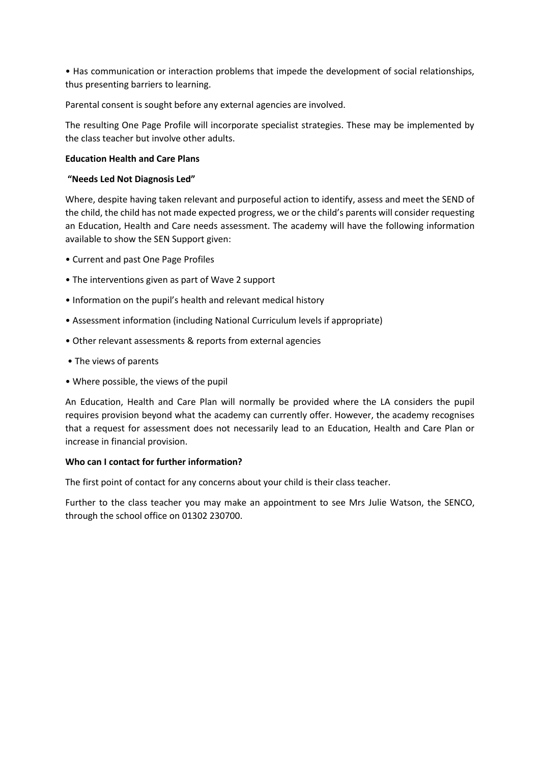- Has communication or interaction problems that impede the development of social relationships, thus presenting barriers to learning.

Parental consent is sought before any external agencies are involved.

The resulting One Page Profile will incorporate specialist strategies. These may be implemented by the class teacher but involve other adults.

**Education Health and Care Plans**

**"Needs Led Not Diagnosis Led"**

Where, despite having taken relevant and purposeful action to identify, assess and meet the SEND of the child, the child has not made expected progress, we or the child's parents will consider requesting an Education, Health and Care needs assessment. The academy will have the following information available to show the SEN Support given:

- Current and past One Page Profiles
- The interventions given as part of Wave 2 support
- Information on the pupil's health and relevant medical history
- Assessment information (including National Curriculum levels if appropriate)
- Other relevant assessments & reports from external agencies
- The views of parents
- Where possible, the views of the pupil

An Education, Health and Care Plan will normally be provided where the LA considers the pupil requires provision beyond what the academy can currently offer. However, the academy recognises that a request for assessment does not necessarily lead to an Education, Health and Care Plan or increase in financial provision.

**Who can I contact for further information?**

The first point of contact for any concerns about your child is their class teacher.

Further to the class teacher you may make an appointment to see Mrs Julie Watson, the SENCO, through the school office on 01302 230700.